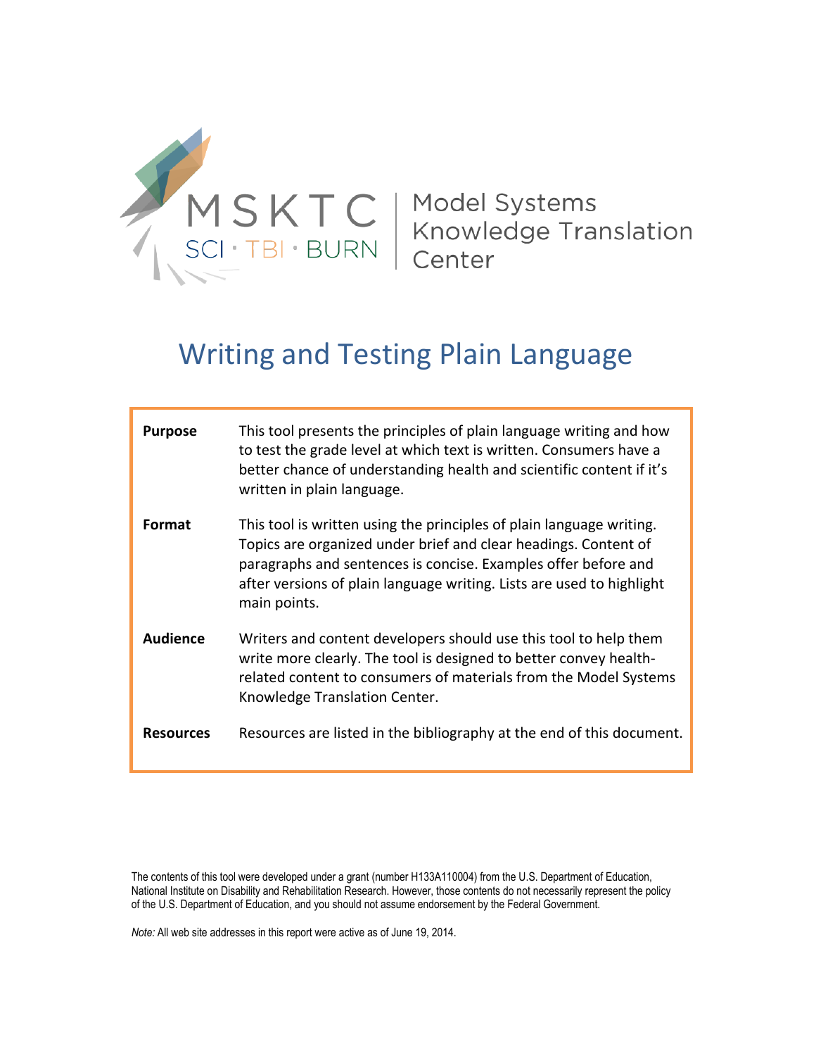MSKTC

SCI · TBI · BURN

Model Systems Knowledge Translation Center

# Writing and Testing Plain Language

| | |
|---|---|
| **Purpose** | This tool presents the principles of plain language writing and how to test the grade level at which text is written. Consumers have a better chance of understanding health and scientific content if it's written in plain language. |
| **Format** | This tool is written using the principles of plain language writing. Topics are organized under brief and clear headings. Content of paragraphs and sentences is concise. Examples offer before and after versions of plain language writing. Lists are used to highlight main points. |
| **Audience** | Writers and content developers should use this tool to help them write more clearly. The tool is designed to better convey health-related content to consumers of materials from the Model Systems Knowledge Translation Center. |
| **Resources** | Resources are listed in the bibliography at the end of this document. |

The contents of this tool were developed under a grant (number H133A110004) from the U.S. Department of Education, National Institute on Disability and Rehabilitation Research. However, those contents do not necessarily represent the policy of the U.S. Department of Education, and you should not assume endorsement by the Federal Government.

*Note:* All web site addresses in this report were active as of June 19, 2014.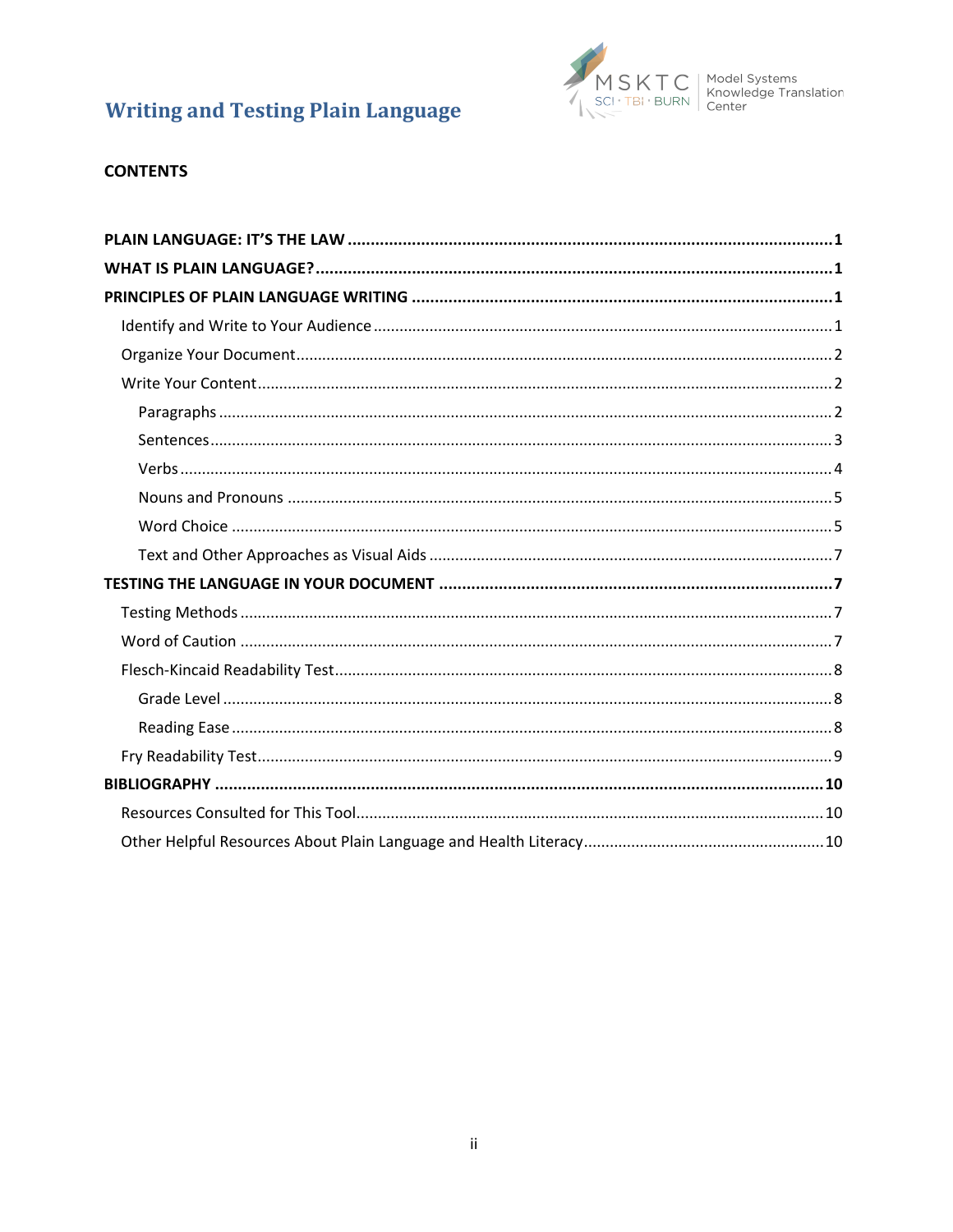# Writing and Testing Plain Language

**CONTENTS**

**PLAIN LANGUAGE: IT'S THE LAW** ..... **1**

**WHAT IS PLAIN LANGUAGE?** ..... **1**

**PRINCIPLES OF PLAIN LANGUAGE WRITING** ..... **1**

- Identify and Write to Your Audience ..... 1
- Organize Your Document ..... 2
- Write Your Content ..... 2
  - Paragraphs ..... 2
  - Sentences ..... 3
  - Verbs ..... 4
  - Nouns and Pronouns ..... 5
  - Word Choice ..... 5
  - Text and Other Approaches as Visual Aids ..... 7

**TESTING THE LANGUAGE IN YOUR DOCUMENT** ..... **7**

- Testing Methods ..... 7
- Word of Caution ..... 7
- Flesch-Kincaid Readability Test ..... 8
  - Grade Level ..... 8
  - Reading Ease ..... 8
- Fry Readability Test ..... 9

**BIBLIOGRAPHY** ..... **10**

- Resources Consulted for This Tool ..... 10
- Other Helpful Resources About Plain Language and Health Literacy ..... 10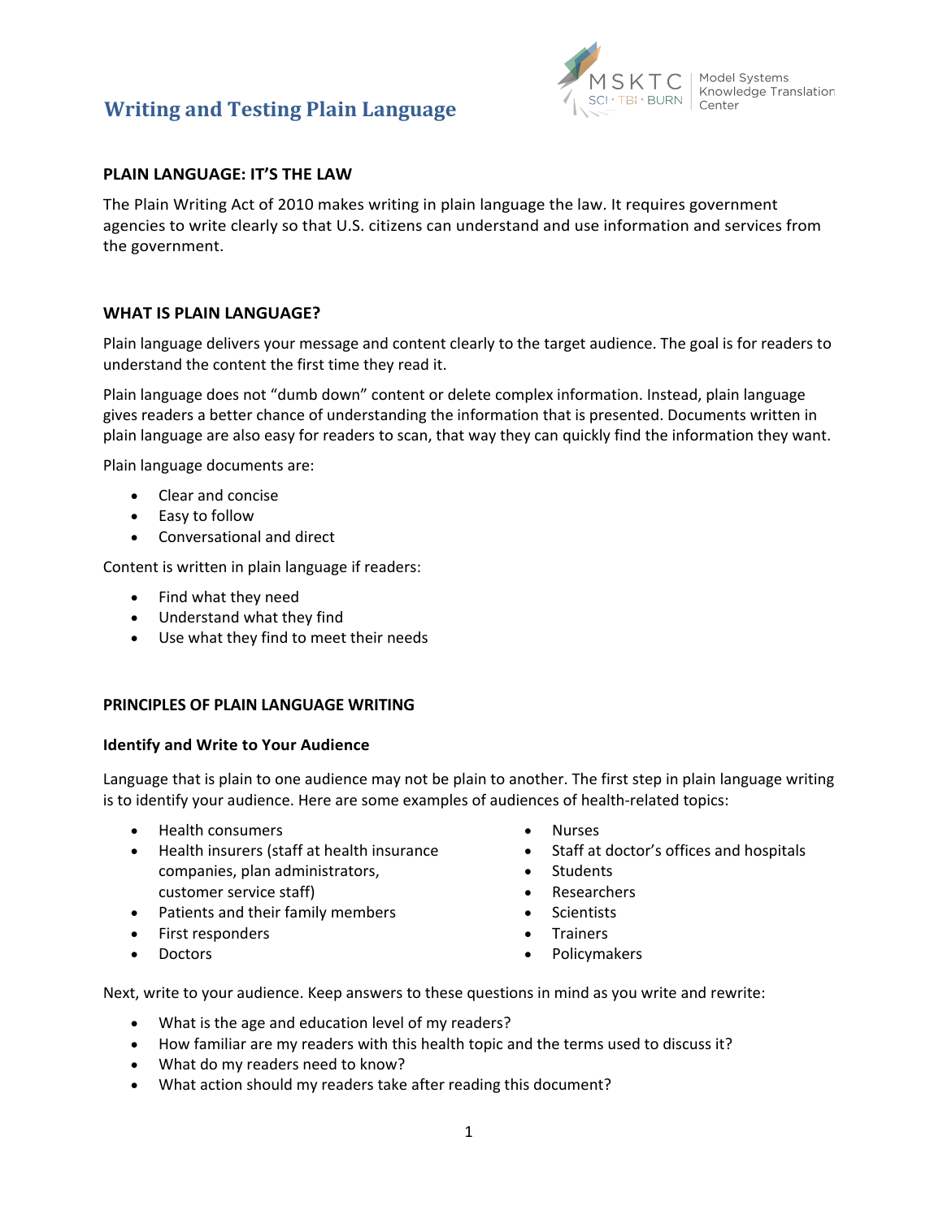# Writing and Testing Plain Language

## PLAIN LANGUAGE: IT'S THE LAW

The Plain Writing Act of 2010 makes writing in plain language the law. It requires government agencies to write clearly so that U.S. citizens can understand and use information and services from the government.

## WHAT IS PLAIN LANGUAGE?

Plain language delivers your message and content clearly to the target audience. The goal is for readers to understand the content the first time they read it.

Plain language does not "dumb down" content or delete complex information. Instead, plain language gives readers a better chance of understanding the information that is presented. Documents written in plain language are also easy for readers to scan, that way they can quickly find the information they want.

Plain language documents are:

- Clear and concise
- Easy to follow
- Conversational and direct

Content is written in plain language if readers:

- Find what they need
- Understand what they find
- Use what they find to meet their needs

## PRINCIPLES OF PLAIN LANGUAGE WRITING

### Identify and Write to Your Audience

Language that is plain to one audience may not be plain to another. The first step in plain language writing is to identify your audience. Here are some examples of audiences of health-related topics:

- Health consumers
- Health insurers (staff at health insurance companies, plan administrators, customer service staff)
- Patients and their family members
- First responders
- Doctors
- Nurses
- Staff at doctor's offices and hospitals
- Students
- Researchers
- Scientists
- Trainers
- Policymakers

Next, write to your audience. Keep answers to these questions in mind as you write and rewrite:

- What is the age and education level of my readers?
- How familiar are my readers with this health topic and the terms used to discuss it?
- What do my readers need to know?
- What action should my readers take after reading this document?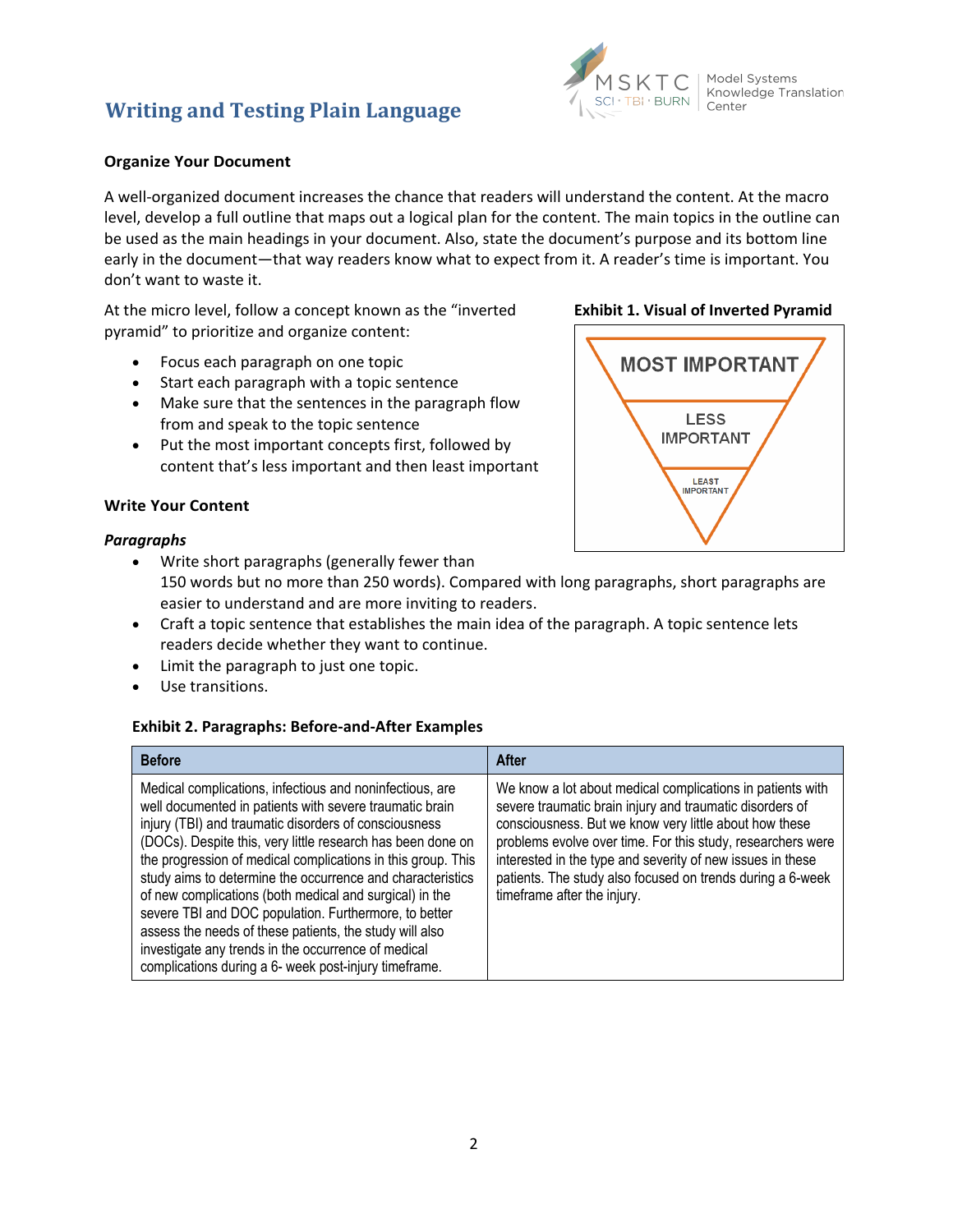### Organize Your Document

A well-organized document increases the chance that readers will understand the content. At the macro level, develop a full outline that maps out a logical plan for the content. The main topics in the outline can be used as the main headings in your document. Also, state the document's purpose and its bottom line early in the document—that way readers know what to expect from it. A reader's time is important. You don't want to waste it.

At the micro level, follow a concept known as the "inverted pyramid" to prioritize and organize content:

- Focus each paragraph on one topic
- Start each paragraph with a topic sentence
- Make sure that the sentences in the paragraph flow from and speak to the topic sentence
- Put the most important concepts first, followed by content that's less important and then least important

**Exhibit 1. Visual of Inverted Pyramid**

MOST IMPORTANT

LESS IMPORTANT

LEAST IMPORTANT

### Write Your Content

#### *Paragraphs*

- Write short paragraphs (generally fewer than 150 words but no more than 250 words). Compared with long paragraphs, short paragraphs are easier to understand and are more inviting to readers.
- Craft a topic sentence that establishes the main idea of the paragraph. A topic sentence lets readers decide whether they want to continue.
- Limit the paragraph to just one topic.
- Use transitions.

**Exhibit 2. Paragraphs: Before-and-After Examples**

| Before | After |
| --- | --- |
| Medical complications, infectious and noninfectious, are well documented in patients with severe traumatic brain injury (TBI) and traumatic disorders of consciousness (DOCs). Despite this, very little research has been done on the progression of medical complications in this group. This study aims to determine the occurrence and characteristics of new complications (both medical and surgical) in the severe TBI and DOC population. Furthermore, to better assess the needs of these patients, the study will also investigate any trends in the occurrence of medical complications during a 6- week post-injury timeframe. | We know a lot about medical complications in patients with severe traumatic brain injury and traumatic disorders of consciousness. But we know very little about how these problems evolve over time. For this study, researchers were interested in the type and severity of new issues in these patients. The study also focused on trends during a 6-week timeframe after the injury. |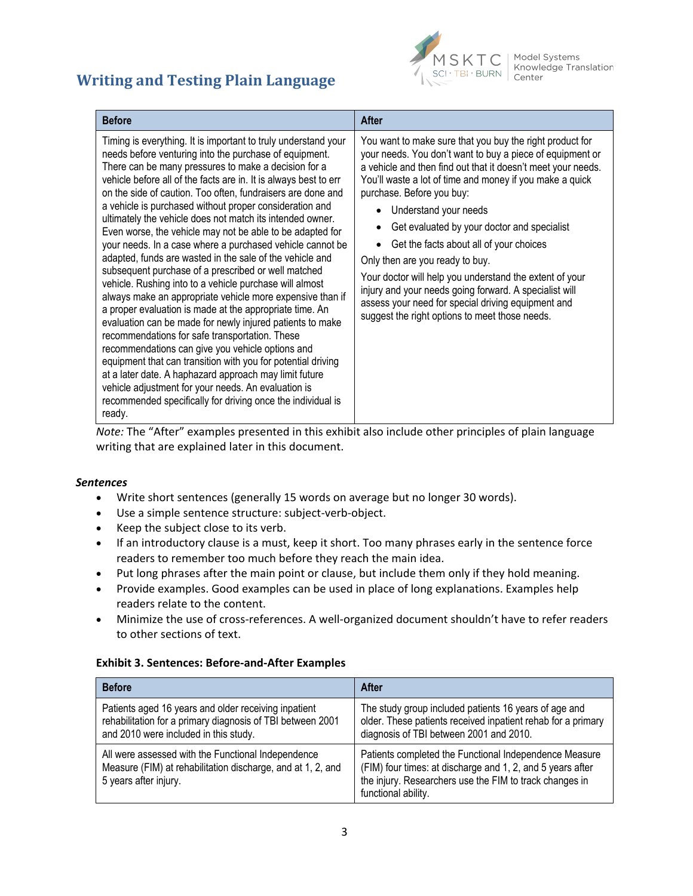| Before | After |
| --- | --- |
| Timing is everything. It is important to truly understand your needs before venturing into the purchase of equipment. There can be many pressures to make a decision for a vehicle before all of the facts are in. It is always best to err on the side of caution. Too often, fundraisers are done and a vehicle is purchased without proper consideration and ultimately the vehicle does not match its intended owner. Even worse, the vehicle may not be able to be adapted for your needs. In a case where a purchased vehicle cannot be adapted, funds are wasted in the sale of the vehicle and subsequent purchase of a prescribed or well matched vehicle. Rushing into to a vehicle purchase will almost always make an appropriate vehicle more expensive than if a proper evaluation is made at the appropriate time. An evaluation can be made for newly injured patients to make recommendations for safe transportation. These recommendations can give you vehicle options and equipment that can transition with you for potential driving at a later date. A haphazard approach may limit future vehicle adjustment for your needs. An evaluation is recommended specifically for driving once the individual is ready. | You want to make sure that you buy the right product for your needs. You don't want to buy a piece of equipment or a vehicle and then find out that it doesn't meet your needs. You'll waste a lot of time and money if you make a quick purchase. Before you buy:<br>• Understand your needs<br>• Get evaluated by your doctor and specialist<br>• Get the facts about all of your choices<br>Only then are you ready to buy.<br>Your doctor will help you understand the extent of your injury and your needs going forward. A specialist will assess your need for special driving equipment and suggest the right options to meet those needs. |

*Note:* The "After" examples presented in this exhibit also include other principles of plain language writing that are explained later in this document.

### *Sentences*

- Write short sentences (generally 15 words on average but no longer 30 words).
- Use a simple sentence structure: subject-verb-object.
- Keep the subject close to its verb.
- If an introductory clause is a must, keep it short. Too many phrases early in the sentence force readers to remember too much before they reach the main idea.
- Put long phrases after the main point or clause, but include them only if they hold meaning.
- Provide examples. Good examples can be used in place of long explanations. Examples help readers relate to the content.
- Minimize the use of cross-references. A well-organized document shouldn't have to refer readers to other sections of text.

**Exhibit 3. Sentences: Before-and-After Examples**

| Before | After |
| --- | --- |
| Patients aged 16 years and older receiving inpatient rehabilitation for a primary diagnosis of TBI between 2001 and 2010 were included in this study. | The study group included patients 16 years of age and older. These patients received inpatient rehab for a primary diagnosis of TBI between 2001 and 2010. |
| All were assessed with the Functional Independence Measure (FIM) at rehabilitation discharge, and at 1, 2, and 5 years after injury. | Patients completed the Functional Independence Measure (FIM) four times: at discharge and 1, 2, and 5 years after the injury. Researchers use the FIM to track changes in functional ability. |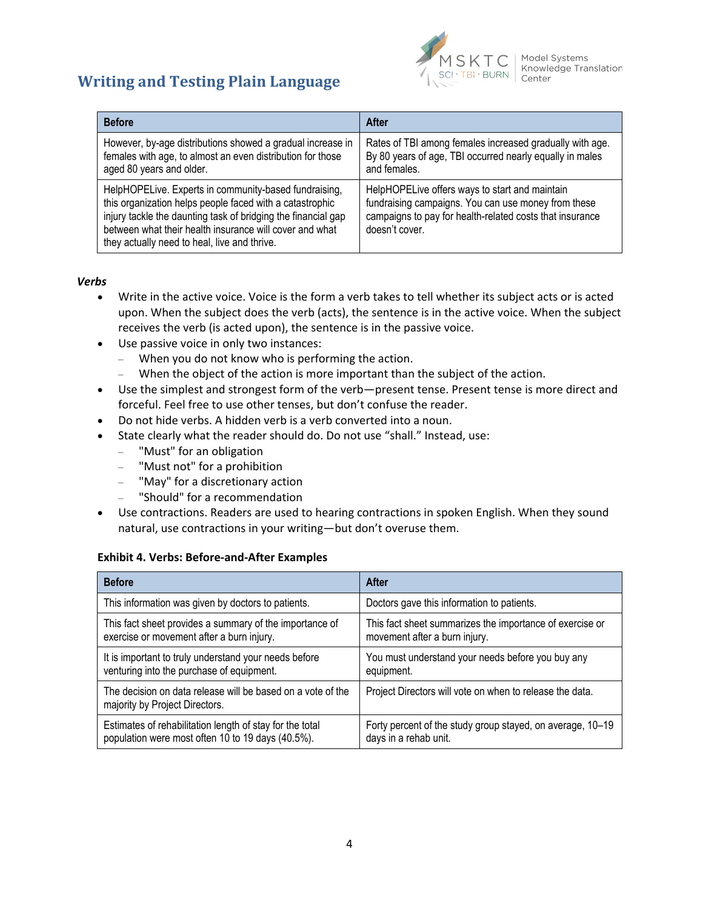| Before | After |
|---|---|
| However, by-age distributions showed a gradual increase in females with age, to almost an even distribution for those aged 80 years and older. | Rates of TBI among females increased gradually with age. By 80 years of age, TBI occurred nearly equally in males and females. |
| HelpHOPELive. Experts in community-based fundraising, this organization helps people faced with a catastrophic injury tackle the daunting task of bridging the financial gap between what their health insurance will cover and what they actually need to heal, live and thrive. | HelpHOPELive offers ways to start and maintain fundraising campaigns. You can use money from these campaigns to pay for health-related costs that insurance doesn't cover. |

### *Verbs*

- Write in the active voice. Voice is the form a verb takes to tell whether its subject acts or is acted upon. When the subject does the verb (acts), the sentence is in the active voice. When the subject receives the verb (is acted upon), the sentence is in the passive voice.
- Use passive voice in only two instances:
  - When you do not know who is performing the action.
  - When the object of the action is more important than the subject of the action.
- Use the simplest and strongest form of the verb—present tense. Present tense is more direct and forceful. Feel free to use other tenses, but don't confuse the reader.
- Do not hide verbs. A hidden verb is a verb converted into a noun.
- State clearly what the reader should do. Do not use "shall." Instead, use:
  - "Must" for an obligation
  - "Must not" for a prohibition
  - "May" for a discretionary action
  - "Should" for a recommendation
- Use contractions. Readers are used to hearing contractions in spoken English. When they sound natural, use contractions in your writing—but don't overuse them.

**Exhibit 4. Verbs: Before-and-After Examples**

| Before | After |
|---|---|
| This information was given by doctors to patients. | Doctors gave this information to patients. |
| This fact sheet provides a summary of the importance of exercise or movement after a burn injury. | This fact sheet summarizes the importance of exercise or movement after a burn injury. |
| It is important to truly understand your needs before venturing into the purchase of equipment. | You must understand your needs before you buy any equipment. |
| The decision on data release will be based on a vote of the majority by Project Directors. | Project Directors will vote on when to release the data. |
| Estimates of rehabilitation length of stay for the total population were most often 10 to 19 days (40.5%). | Forty percent of the study group stayed, on average, 10–19 days in a rehab unit. |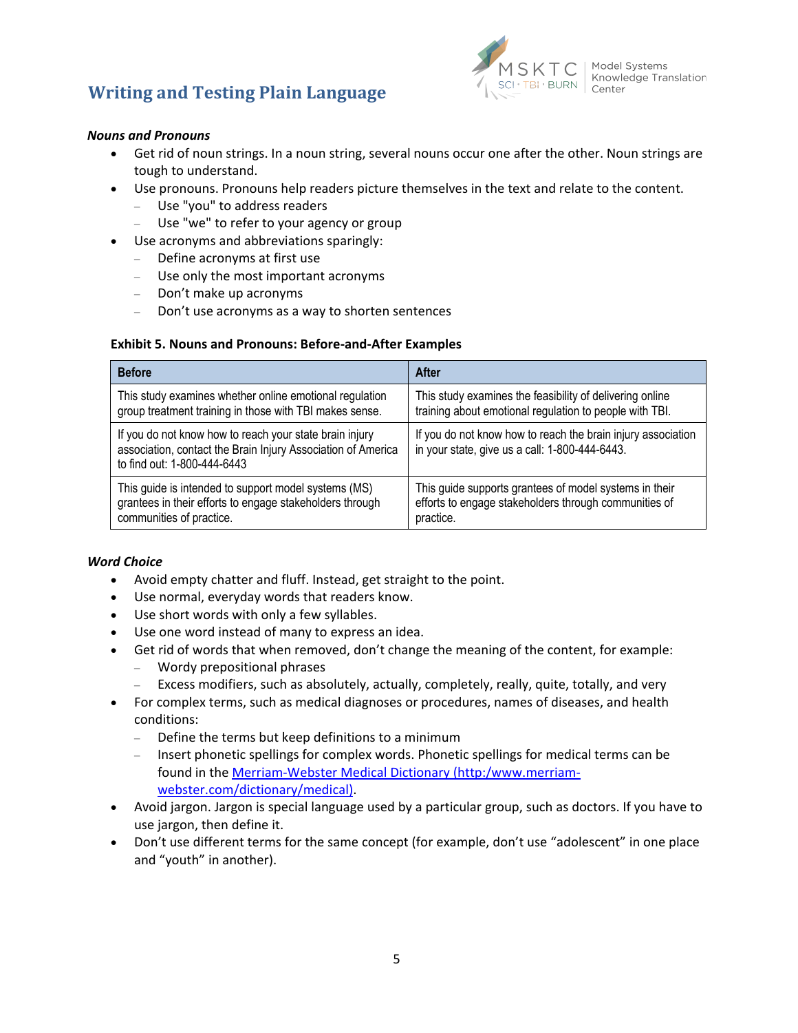### *Nouns and Pronouns*

- Get rid of noun strings. In a noun string, several nouns occur one after the other. Noun strings are tough to understand.
- Use pronouns. Pronouns help readers picture themselves in the text and relate to the content.
  - Use "you" to address readers
  - Use "we" to refer to your agency or group
- Use acronyms and abbreviations sparingly:
  - Define acronyms at first use
  - Use only the most important acronyms
  - Don't make up acronyms
  - Don't use acronyms as a way to shorten sentences

**Exhibit 5. Nouns and Pronouns: Before-and-After Examples**

| Before | After |
|---|---|
| This study examines whether online emotional regulation group treatment training in those with TBI makes sense. | This study examines the feasibility of delivering online training about emotional regulation to people with TBI. |
| If you do not know how to reach your state brain injury association, contact the Brain Injury Association of America to find out: 1-800-444-6443 | If you do not know how to reach the brain injury association in your state, give us a call: 1-800-444-6443. |
| This guide is intended to support model systems (MS) grantees in their efforts to engage stakeholders through communities of practice. | This guide supports grantees of model systems in their efforts to engage stakeholders through communities of practice. |

### *Word Choice*

- Avoid empty chatter and fluff. Instead, get straight to the point.
- Use normal, everyday words that readers know.
- Use short words with only a few syllables.
- Use one word instead of many to express an idea.
- Get rid of words that when removed, don't change the meaning of the content, for example:
  - Wordy prepositional phrases
  - Excess modifiers, such as absolutely, actually, completely, really, quite, totally, and very
- For complex terms, such as medical diagnoses or procedures, names of diseases, and health conditions:
  - Define the terms but keep definitions to a minimum
  - Insert phonetic spellings for complex words. Phonetic spellings for medical terms can be found in the [Merriam-Webster Medical Dictionary (http:/www.merriam-webster.com/dictionary/medical)](http:/www.merriam-webster.com/dictionary/medical).
- Avoid jargon. Jargon is special language used by a particular group, such as doctors. If you have to use jargon, then define it.
- Don't use different terms for the same concept (for example, don't use "adolescent" in one place and "youth" in another).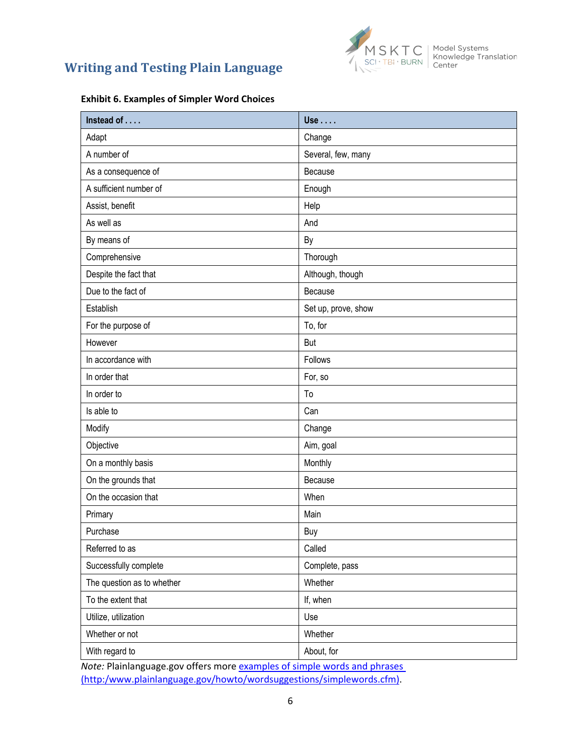**Exhibit 6. Examples of Simpler Word Choices**

| Instead of . . . . | Use . . . . |
|---|---|
| Adapt | Change |
| A number of | Several, few, many |
| As a consequence of | Because |
| A sufficient number of | Enough |
| Assist, benefit | Help |
| As well as | And |
| By means of | By |
| Comprehensive | Thorough |
| Despite the fact that | Although, though |
| Due to the fact of | Because |
| Establish | Set up, prove, show |
| For the purpose of | To, for |
| However | But |
| In accordance with | Follows |
| In order that | For, so |
| In order to | To |
| Is able to | Can |
| Modify | Change |
| Objective | Aim, goal |
| On a monthly basis | Monthly |
| On the grounds that | Because |
| On the occasion that | When |
| Primary | Main |
| Purchase | Buy |
| Referred to as | Called |
| Successfully complete | Complete, pass |
| The question as to whether | Whether |
| To the extent that | If, when |
| Utilize, utilization | Use |
| Whether or not | Whether |
| With regard to | About, for |

*Note:* Plainlanguage.gov offers more [examples of simple words and phrases (http:/www.plainlanguage.gov/howto/wordsuggestions/simplewords.cfm)](http:/www.plainlanguage.gov/howto/wordsuggestions/simplewords.cfm).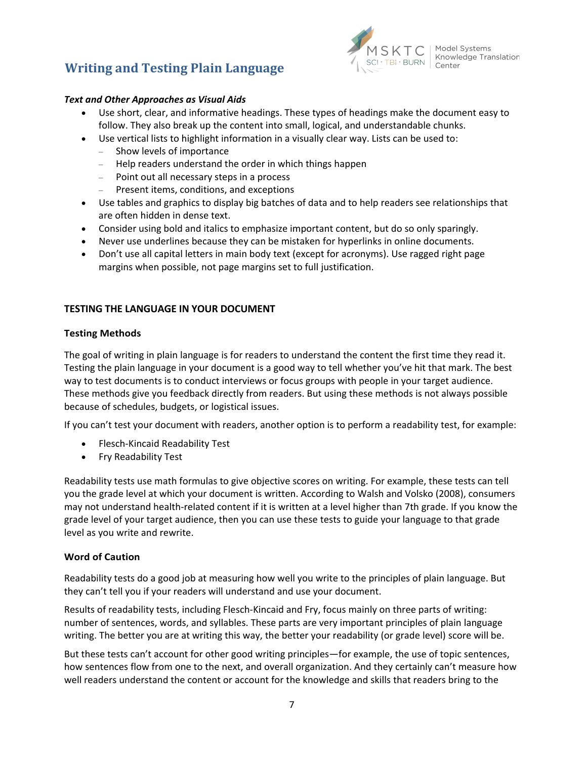***Text and Other Approaches as Visual Aids***

- Use short, clear, and informative headings. These types of headings make the document easy to follow. They also break up the content into small, logical, and understandable chunks.
- Use vertical lists to highlight information in a visually clear way. Lists can be used to:
  - Show levels of importance
  - Help readers understand the order in which things happen
  - Point out all necessary steps in a process
  - Present items, conditions, and exceptions
- Use tables and graphics to display big batches of data and to help readers see relationships that are often hidden in dense text.
- Consider using bold and italics to emphasize important content, but do so only sparingly.
- Never use underlines because they can be mistaken for hyperlinks in online documents.
- Don't use all capital letters in main body text (except for acronyms). Use ragged right page margins when possible, not page margins set to full justification.

## TESTING THE LANGUAGE IN YOUR DOCUMENT

### Testing Methods

The goal of writing in plain language is for readers to understand the content the first time they read it. Testing the plain language in your document is a good way to tell whether you've hit that mark. The best way to test documents is to conduct interviews or focus groups with people in your target audience. These methods give you feedback directly from readers. But using these methods is not always possible because of schedules, budgets, or logistical issues.

If you can't test your document with readers, another option is to perform a readability test, for example:

- Flesch-Kincaid Readability Test
- Fry Readability Test

Readability tests use math formulas to give objective scores on writing. For example, these tests can tell you the grade level at which your document is written. According to Walsh and Volsko (2008), consumers may not understand health-related content if it is written at a level higher than 7th grade. If you know the grade level of your target audience, then you can use these tests to guide your language to that grade level as you write and rewrite.

### Word of Caution

Readability tests do a good job at measuring how well you write to the principles of plain language. But they can't tell you if your readers will understand and use your document.

Results of readability tests, including Flesch-Kincaid and Fry, focus mainly on three parts of writing: number of sentences, words, and syllables. These parts are very important principles of plain language writing. The better you are at writing this way, the better your readability (or grade level) score will be.

But these tests can't account for other good writing principles—for example, the use of topic sentences, how sentences flow from one to the next, and overall organization. And they certainly can't measure how well readers understand the content or account for the knowledge and skills that readers bring to the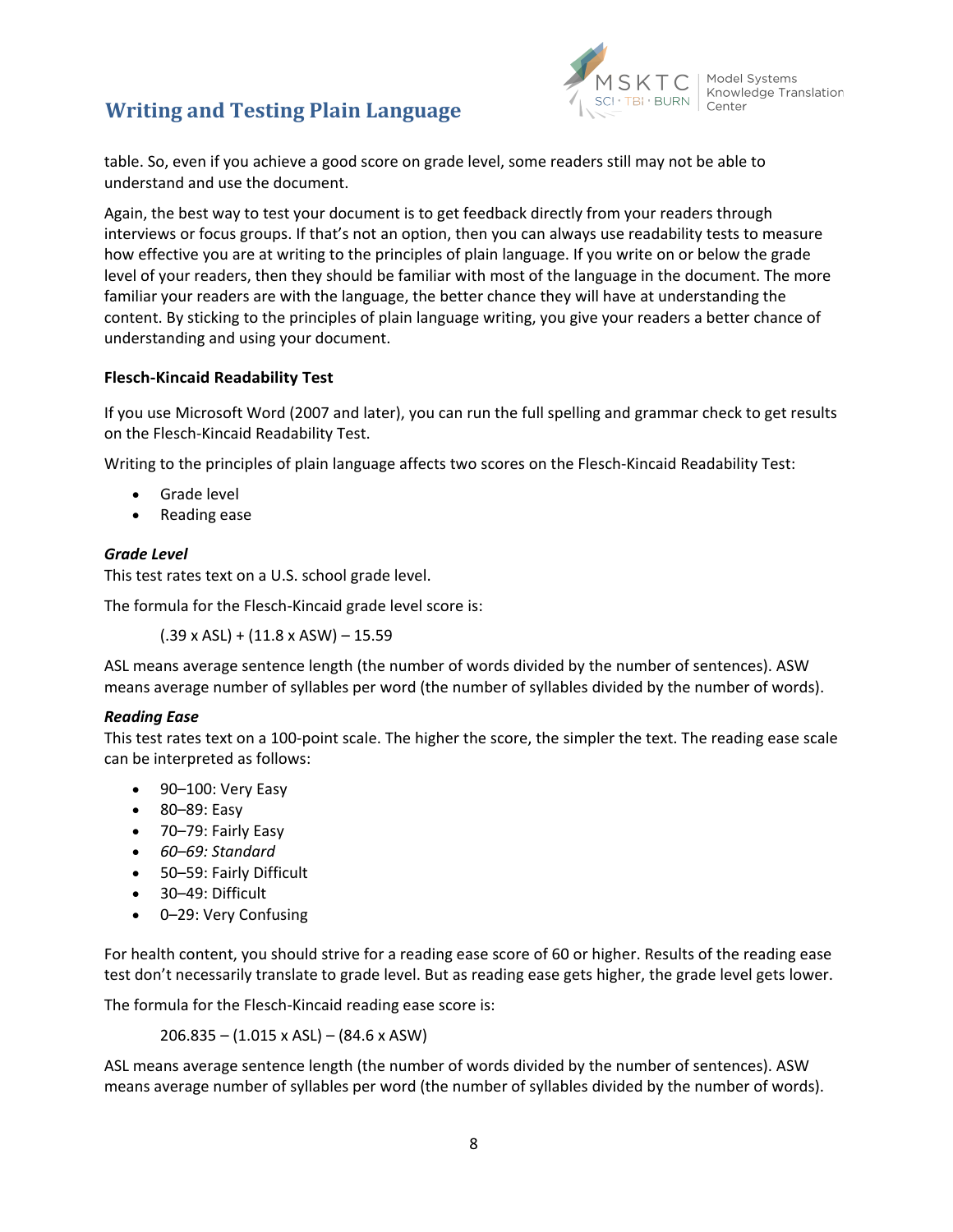table. So, even if you achieve a good score on grade level, some readers still may not be able to understand and use the document.

Again, the best way to test your document is to get feedback directly from your readers through interviews or focus groups. If that's not an option, then you can always use readability tests to measure how effective you are at writing to the principles of plain language. If you write on or below the grade level of your readers, then they should be familiar with most of the language in the document. The more familiar your readers are with the language, the better chance they will have at understanding the content. By sticking to the principles of plain language writing, you give your readers a better chance of understanding and using your document.

**Flesch-Kincaid Readability Test**

If you use Microsoft Word (2007 and later), you can run the full spelling and grammar check to get results on the Flesch-Kincaid Readability Test.

Writing to the principles of plain language affects two scores on the Flesch-Kincaid Readability Test:

- Grade level
- Reading ease

***Grade Level***

This test rates text on a U.S. school grade level.

The formula for the Flesch-Kincaid grade level score is:

$$(.39 \times ASL) + (11.8 \times ASW) - 15.59$$

ASL means average sentence length (the number of words divided by the number of sentences). ASW means average number of syllables per word (the number of syllables divided by the number of words).

***Reading Ease***

This test rates text on a 100-point scale. The higher the score, the simpler the text. The reading ease scale can be interpreted as follows:

- 90–100: Very Easy
- 80–89: Easy
- 70–79: Fairly Easy
- *60–69: Standard*
- 50–59: Fairly Difficult
- 30–49: Difficult
- 0–29: Very Confusing

For health content, you should strive for a reading ease score of 60 or higher. Results of the reading ease test don't necessarily translate to grade level. But as reading ease gets higher, the grade level gets lower.

The formula for the Flesch-Kincaid reading ease score is:

$$206.835 - (1.015 \times ASL) - (84.6 \times ASW)$$

ASL means average sentence length (the number of words divided by the number of sentences). ASW means average number of syllables per word (the number of syllables divided by the number of words).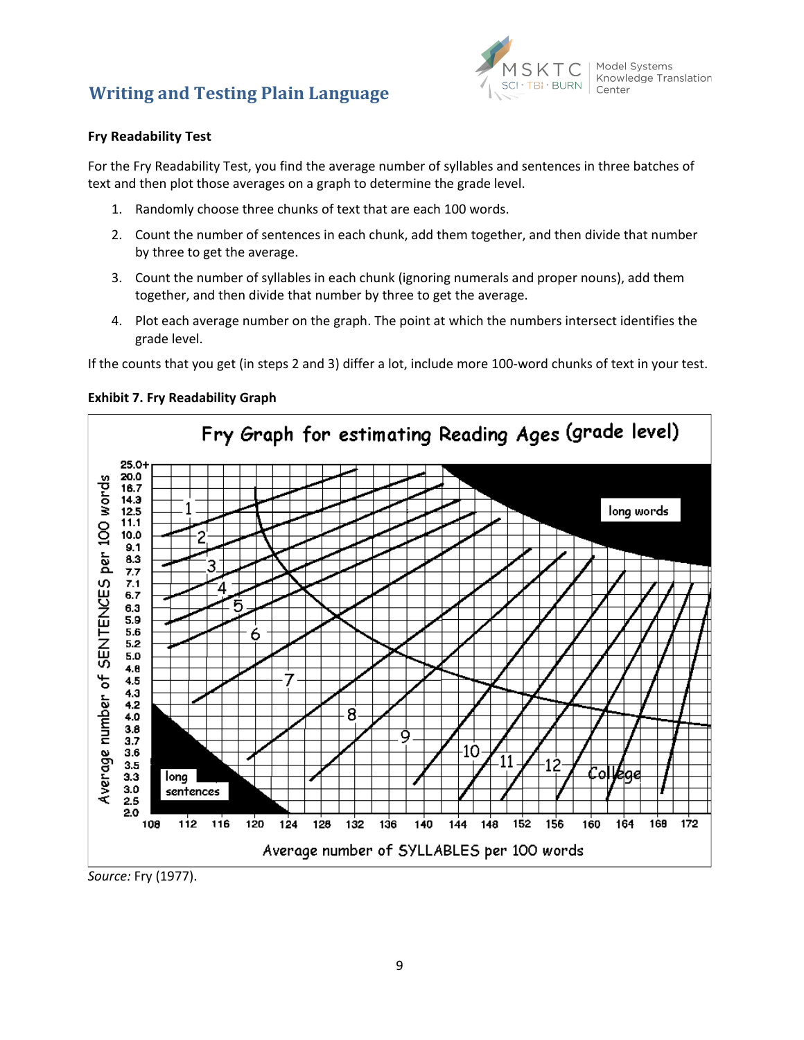### Fry Readability Test

For the Fry Readability Test, you find the average number of syllables and sentences in three batches of text and then plot those averages on a graph to determine the grade level.

1. Randomly choose three chunks of text that are each 100 words.
2. Count the number of sentences in each chunk, add them together, and then divide that number by three to get the average.
3. Count the number of syllables in each chunk (ignoring numerals and proper nouns), add them together, and then divide that number by three to get the average.
4. Plot each average number on the graph. The point at which the numbers intersect identifies the grade level.

If the counts that you get (in steps 2 and 3) differ a lot, include more 100-word chunks of text in your test.

**Exhibit 7. Fry Readability Graph**

Fry Graph for estimating Reading Ages (grade level)

*Source:* Fry (1977).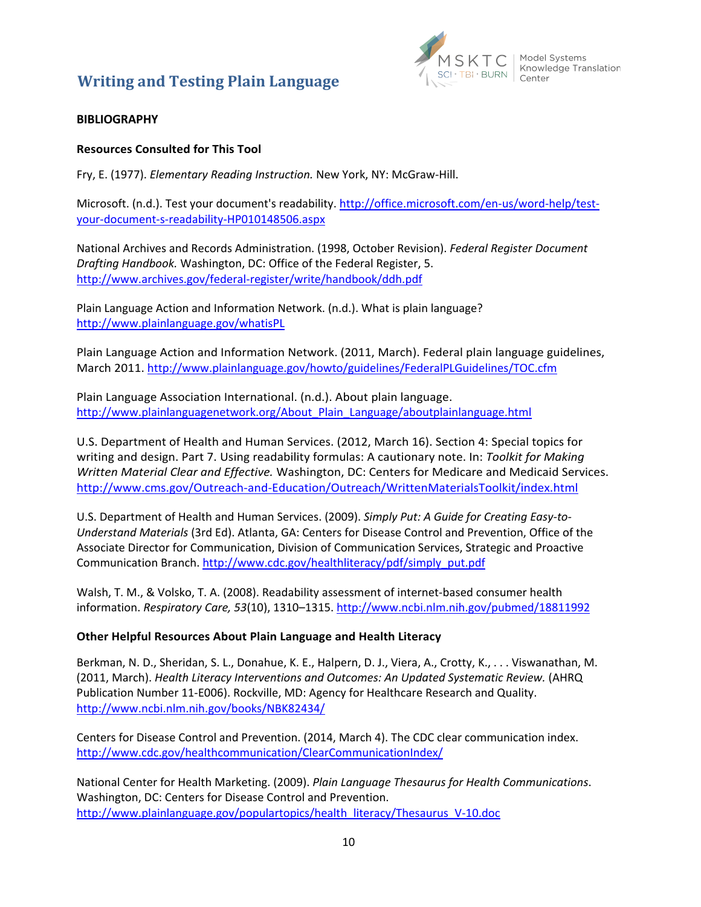## BIBLIOGRAPHY

### Resources Consulted for This Tool

Fry, E. (1977). *Elementary Reading Instruction.* New York, NY: McGraw-Hill.

Microsoft. (n.d.). Test your document's readability. http://office.microsoft.com/en-us/word-help/test-your-document-s-readability-HP010148506.aspx

National Archives and Records Administration. (1998, October Revision). *Federal Register Document Drafting Handbook.* Washington, DC: Office of the Federal Register, 5. http://www.archives.gov/federal-register/write/handbook/ddh.pdf

Plain Language Action and Information Network. (n.d.). What is plain language? http://www.plainlanguage.gov/whatisPL

Plain Language Action and Information Network. (2011, March). Federal plain language guidelines, March 2011. http://www.plainlanguage.gov/howto/guidelines/FederalPLGuidelines/TOC.cfm

Plain Language Association International. (n.d.). About plain language. http://www.plainlanguagenetwork.org/About_Plain_Language/aboutplainlanguage.html

U.S. Department of Health and Human Services. (2012, March 16). Section 4: Special topics for writing and design. Part 7. Using readability formulas: A cautionary note. In: *Toolkit for Making Written Material Clear and Effective.* Washington, DC: Centers for Medicare and Medicaid Services. http://www.cms.gov/Outreach-and-Education/Outreach/WrittenMaterialsToolkit/index.html

U.S. Department of Health and Human Services. (2009). *Simply Put: A Guide for Creating Easy-to-Understand Materials* (3rd Ed). Atlanta, GA: Centers for Disease Control and Prevention, Office of the Associate Director for Communication, Division of Communication Services, Strategic and Proactive Communication Branch. http://www.cdc.gov/healthliteracy/pdf/simply_put.pdf

Walsh, T. M., & Volsko, T. A. (2008). Readability assessment of internet-based consumer health information. *Respiratory Care, 53*(10), 1310–1315. http://www.ncbi.nlm.nih.gov/pubmed/18811992

### Other Helpful Resources About Plain Language and Health Literacy

Berkman, N. D., Sheridan, S. L., Donahue, K. E., Halpern, D. J., Viera, A., Crotty, K., . . . Viswanathan, M. (2011, March). *Health Literacy Interventions and Outcomes: An Updated Systematic Review.* (AHRQ Publication Number 11-E006). Rockville, MD: Agency for Healthcare Research and Quality. http://www.ncbi.nlm.nih.gov/books/NBK82434/

Centers for Disease Control and Prevention. (2014, March 4). The CDC clear communication index. http://www.cdc.gov/healthcommunication/ClearCommunicationIndex/

National Center for Health Marketing. (2009). *Plain Language Thesaurus for Health Communications*. Washington, DC: Centers for Disease Control and Prevention. http://www.plainlanguage.gov/populartopics/health_literacy/Thesaurus_V-10.doc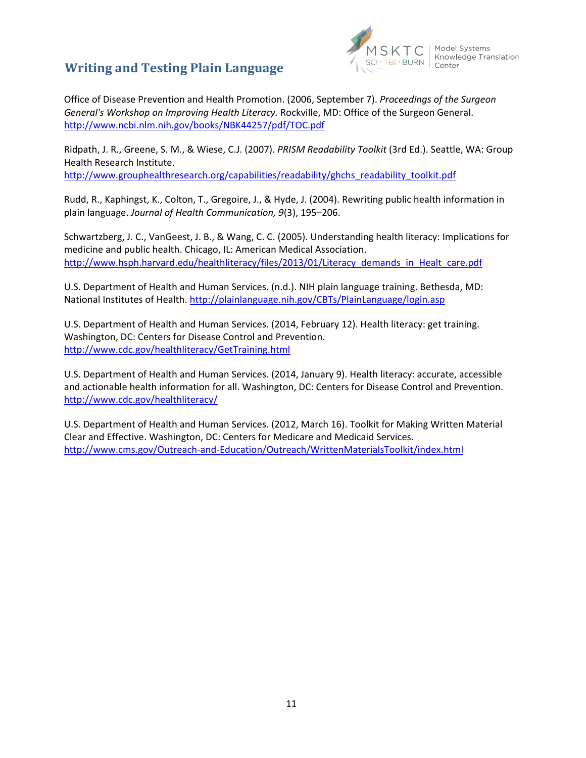Office of Disease Prevention and Health Promotion. (2006, September 7). *Proceedings of the Surgeon General's Workshop on Improving Health Literacy.* Rockville, MD: Office of the Surgeon General. http://www.ncbi.nlm.nih.gov/books/NBK44257/pdf/TOC.pdf

Ridpath, J. R., Greene, S. M., & Wiese, C.J. (2007). *PRISM Readability Toolkit* (3rd Ed.). Seattle, WA: Group Health Research Institute. http://www.grouphealthresearch.org/capabilities/readability/ghchs_readability_toolkit.pdf

Rudd, R., Kaphingst, K., Colton, T., Gregoire, J., & Hyde, J. (2004). Rewriting public health information in plain language. *Journal of Health Communication, 9*(3), 195–206.

Schwartzberg, J. C., VanGeest, J. B., & Wang, C. C. (2005). Understanding health literacy: Implications for medicine and public health. Chicago, IL: American Medical Association. http://www.hsph.harvard.edu/healthliteracy/files/2013/01/Literacy_demands_in_Healt_care.pdf

U.S. Department of Health and Human Services. (n.d.). NIH plain language training. Bethesda, MD: National Institutes of Health. http://plainlanguage.nih.gov/CBTs/PlainLanguage/login.asp

U.S. Department of Health and Human Services. (2014, February 12). Health literacy: get training. Washington, DC: Centers for Disease Control and Prevention. http://www.cdc.gov/healthliteracy/GetTraining.html

U.S. Department of Health and Human Services. (2014, January 9). Health literacy: accurate, accessible and actionable health information for all. Washington, DC: Centers for Disease Control and Prevention. http://www.cdc.gov/healthliteracy/

U.S. Department of Health and Human Services. (2012, March 16). Toolkit for Making Written Material Clear and Effective. Washington, DC: Centers for Medicare and Medicaid Services. http://www.cms.gov/Outreach-and-Education/Outreach/WrittenMaterialsToolkit/index.html